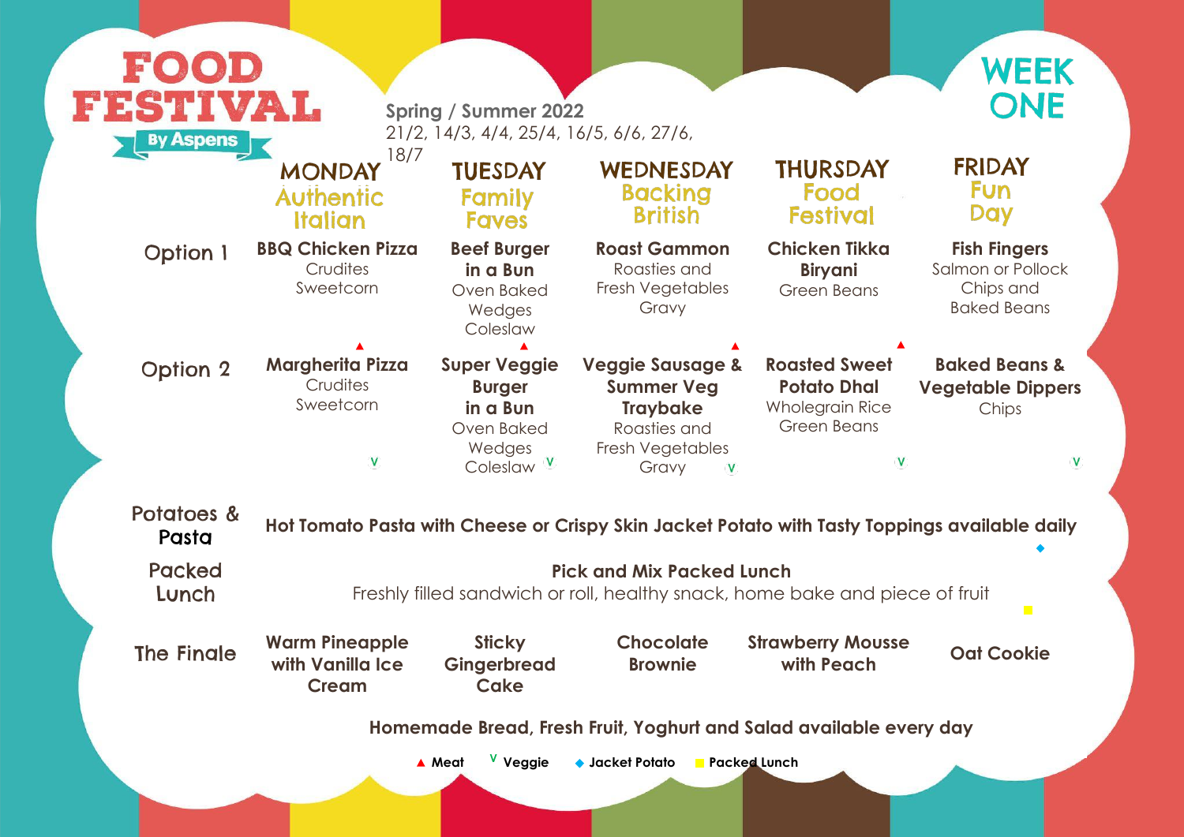# FOOD FESTIVAL

By Aspens

**Spring / Summer 2022**

21/2, 14/3, 4/4, 25/4, 16/5, 6/6, 27/6, 18/7

## WEEK ONE

| | MONDAY<br>Authentic Italian | TUESDAY<br>Family Faves | WEDNESDAY<br>Backing British | THURSDAY<br>Food Festival | FRIDAY<br>Fun Day |
|---|---|---|---|---|---|
| Option 1 | **BBQ Chicken Pizza**<br>Crudites<br>Sweetcorn ▲ | **Beef Burger in a Bun**<br>Oven Baked Wedges<br>Coleslaw ▲ | **Roast Gammon**<br>Roasties and Fresh Vegetables<br>Gravy ▲ | **Chicken Tikka Biryani**<br>Green Beans ▲ | **Fish Fingers**<br>Salmon or Pollock<br>Chips and Baked Beans |
| Option 2 | **Margherita Pizza**<br>Crudites<br>Sweetcorn V | **Super Veggie Burger in a Bun**<br>Oven Baked Wedges<br>Coleslaw V | **Veggie Sausage & Summer Veg Traybake**<br>Roasties and Fresh Vegetables<br>Gravy V | **Roasted Sweet Potato Dhal**<br>Wholegrain Rice<br>Green Beans V | **Baked Beans & Vegetable Dippers**<br>Chips V |
| Potatoes & Pasta | **Hot Tomato Pasta with Cheese or Crispy Skin Jacket Potato with Tasty Toppings available daily** ◆ | | | | |
| Packed Lunch | **Pick and Mix Packed Lunch**<br>Freshly filled sandwich or roll, healthy snack, home bake and piece of fruit ■ | | | | |
| The Finale | **Warm Pineapple with Vanilla Ice Cream** | **Sticky Gingerbread Cake** | **Chocolate Brownie** | **Strawberry Mousse with Peach** | **Oat Cookie** |

**Homemade Bread, Fresh Fruit, Yoghurt and Salad available every day**

▲ Meat V Veggie ◆ Jacket Potato ■ Packed Lunch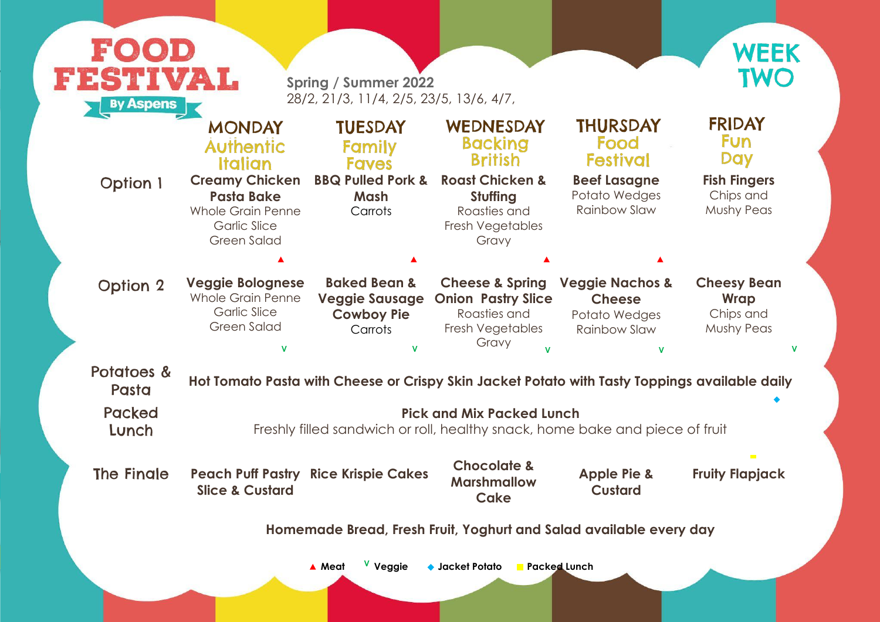# FOOD FESTIVAL

By Aspens

**Spring / Summer 2022**
28/2, 21/3, 11/4, 2/5, 23/5, 13/6, 4/7,

## WEEK TWO

| | MONDAY<br>Authentic Italian | TUESDAY<br>Family Faves | WEDNESDAY<br>Backing British | THURSDAY<br>Food Festival | FRIDAY<br>Fun Day |
|---|---|---|---|---|---|
| Option 1 | **Creamy Chicken Pasta Bake**<br>Whole Grain Penne<br>Garlic Slice<br>Green Salad ▲ | **BBQ Pulled Pork & Mash**<br>Carrots ▲ | **Roast Chicken & Stuffing**<br>Roasties and Fresh Vegetables<br>Gravy ▲ | **Beef Lasagne**<br>Potato Wedges<br>Rainbow Slaw ▲ | **Fish Fingers**<br>Chips and Mushy Peas |
| Option 2 | **Veggie Bolognese**<br>Whole Grain Penne<br>Garlic Slice<br>Green Salad V | **Baked Bean & Veggie Sausage Cowboy Pie**<br>Carrots V | **Cheese & Spring Onion Pastry Slice**<br>Roasties and Fresh Vegetables<br>Gravy V | **Veggie Nachos & Cheese**<br>Potato Wedges<br>Rainbow Slaw V | **Cheesy Bean Wrap**<br>Chips and Mushy Peas V |
| Potatoes & Pasta | **Hot Tomato Pasta with Cheese or Crispy Skin Jacket Potato with Tasty Toppings available daily** ◆ | | | | |
| Packed Lunch | **Pick and Mix Packed Lunch**<br>Freshly filled sandwich or roll, healthy snack, home bake and piece of fruit | | | | |
| The Finale | **Peach Puff Pastry Slice & Custard** | **Rice Krispie Cakes** | **Chocolate & Marshmallow Cake** | **Apple Pie & Custard** | **Fruity Flapjack** |

**Homemade Bread, Fresh Fruit, Yoghurt and Salad available every day**

▲ Meat V Veggie ◆ Jacket Potato ■ Packed Lunch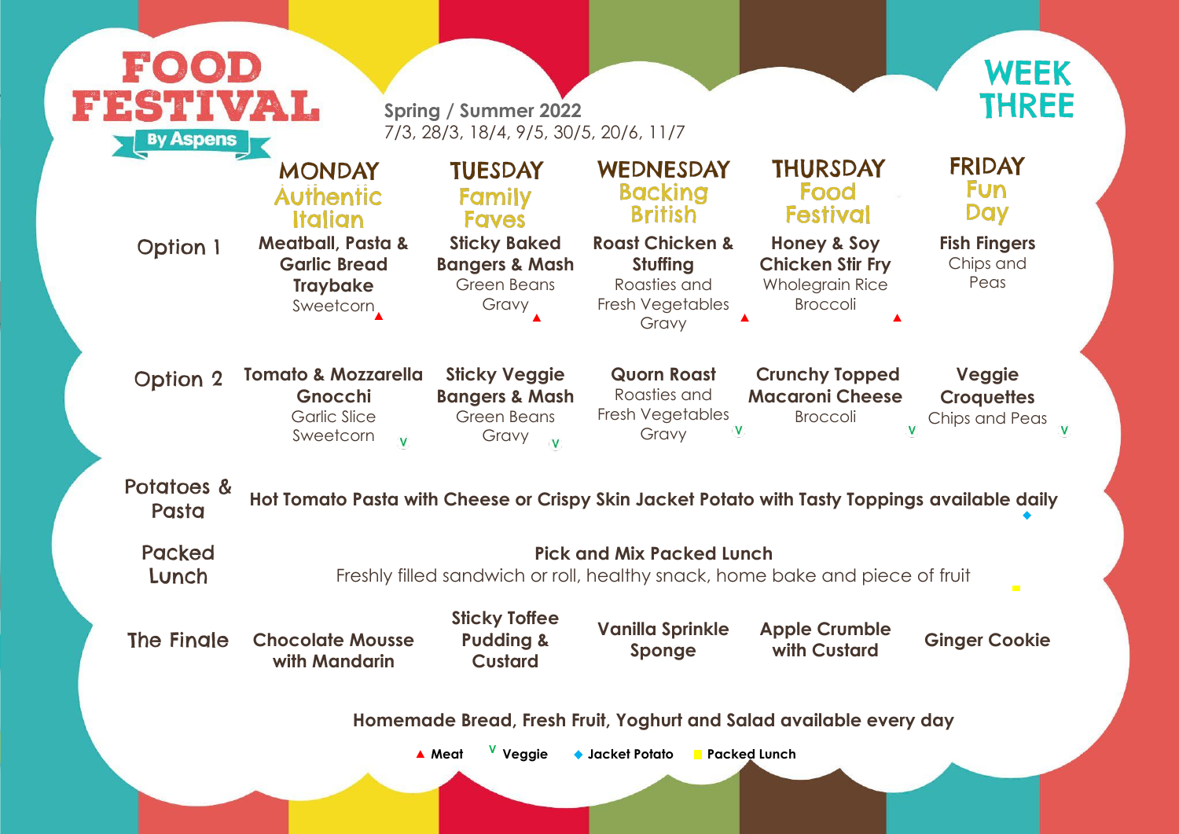# FOOD FESTIVAL

By Aspens

**Spring / Summer 2022**
7/3, 28/3, 18/4, 9/5, 30/5, 20/6, 11/7

## WEEK THREE

| | MONDAY Authentic Italian | TUESDAY Family Faves | WEDNESDAY Backing British | THURSDAY Food Festival | FRIDAY Fun Day |
|---|---|---|---|---|---|
| Option 1 | **Meatball, Pasta & Garlic Bread Traybake** Sweetcorn ▲ | **Sticky Baked Bangers & Mash** Green Beans Gravy ▲ | **Roast Chicken & Stuffing** Roasties and Fresh Vegetables Gravy ▲ | **Honey & Soy Chicken Stir Fry** Wholegrain Rice Broccoli ▲ | **Fish Fingers** Chips and Peas |
| Option 2 | **Tomato & Mozzarella Gnocchi** Garlic Slice Sweetcorn V | **Sticky Veggie Bangers & Mash** Green Beans Gravy V | **Quorn Roast** Roasties and Fresh Vegetables Gravy V | **Crunchy Topped Macaroni Cheese** Broccoli V | **Veggie Croquettes** Chips and Peas V |
| Potatoes & Pasta | **Hot Tomato Pasta with Cheese or Crispy Skin Jacket Potato with Tasty Toppings available daily** ◆ | | | | |
| Packed Lunch | **Pick and Mix Packed Lunch** Freshly filled sandwich or roll, healthy snack, home bake and piece of fruit ■ | | | | |
| The Finale | **Chocolate Mousse with Mandarin** | **Sticky Toffee Pudding & Custard** | **Vanilla Sprinkle Sponge** | **Apple Crumble with Custard** | **Ginger Cookie** |

**Homemade Bread, Fresh Fruit, Yoghurt and Salad available every day**

▲ Meat V Veggie ◆ Jacket Potato ■ Packed Lunch